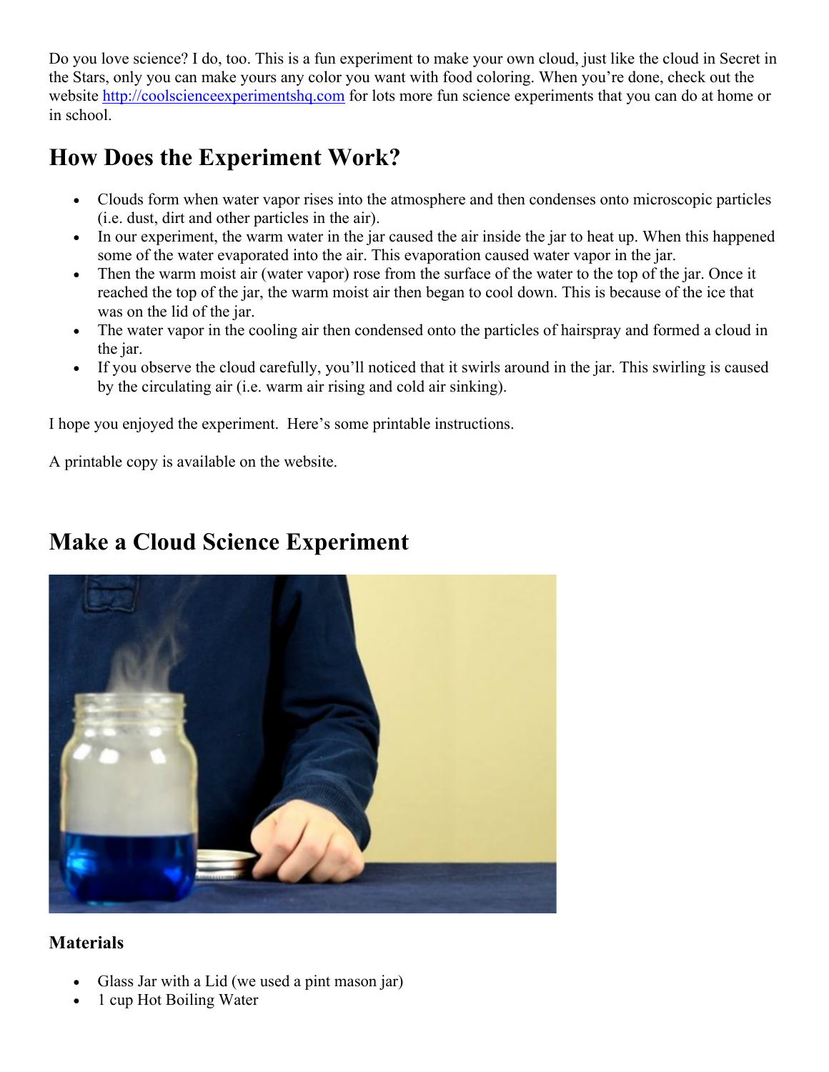Do you love science? I do, too. This is a fun experiment to make your own cloud, just like the cloud in Secret in the Stars, only you can make yours any color you want with food coloring. When you're done, check out the website [http://coolscienceexperimentshq.com](http://coolscienceexperimentshq.com) for lots more fun science experiments that you can do at home or in school.

## How Does the Experiment Work?

- Clouds form when water vapor rises into the atmosphere and then condenses onto microscopic particles (i.e. dust, dirt and other particles in the air).
- In our experiment, the warm water in the jar caused the air inside the jar to heat up. When this happened some of the water evaporated into the air. This evaporation caused water vapor in the jar.
- Then the warm moist air (water vapor) rose from the surface of the water to the top of the jar. Once it reached the top of the jar, the warm moist air then began to cool down. This is because of the ice that was on the lid of the jar.
- The water vapor in the cooling air then condensed onto the particles of hairspray and formed a cloud in the jar.
- If you observe the cloud carefully, you'll noticed that it swirls around in the jar. This swirling is caused by the circulating air (i.e. warm air rising and cold air sinking).

I hope you enjoyed the experiment. Here's some printable instructions.

A printable copy is available on the website.

## Make a Cloud Science Experiment

### Materials

- Glass Jar with a Lid (we used a pint mason jar)
- 1 cup Hot Boiling Water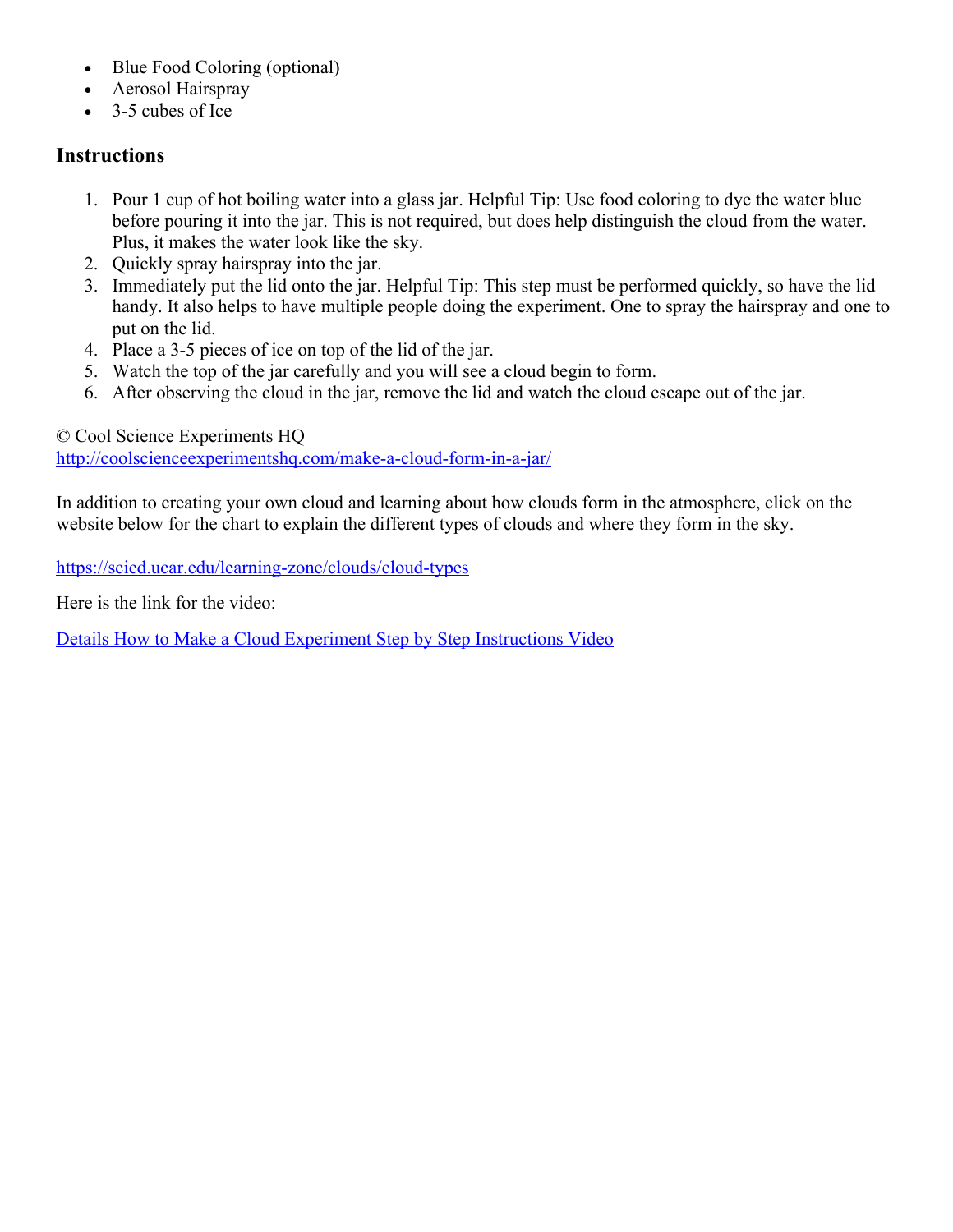- Blue Food Coloring (optional)
- Aerosol Hairspray
- 3-5 cubes of Ice

## Instructions

1. Pour 1 cup of hot boiling water into a glass jar. Helpful Tip: Use food coloring to dye the water blue before pouring it into the jar. This is not required, but does help distinguish the cloud from the water. Plus, it makes the water look like the sky.
2. Quickly spray hairspray into the jar.
3. Immediately put the lid onto the jar. Helpful Tip: This step must be performed quickly, so have the lid handy. It also helps to have multiple people doing the experiment. One to spray the hairspray and one to put on the lid.
4. Place a 3-5 pieces of ice on top of the lid of the jar.
5. Watch the top of the jar carefully and you will see a cloud begin to form.
6. After observing the cloud in the jar, remove the lid and watch the cloud escape out of the jar.

© Cool Science Experiments HQ
http://coolscienceexperimentshq.com/make-a-cloud-form-in-a-jar/

In addition to creating your own cloud and learning about how clouds form in the atmosphere, click on the website below for the chart to explain the different types of clouds and where they form in the sky.

https://scied.ucar.edu/learning-zone/clouds/cloud-types

Here is the link for the video:

Details How to Make a Cloud Experiment Step by Step Instructions Video